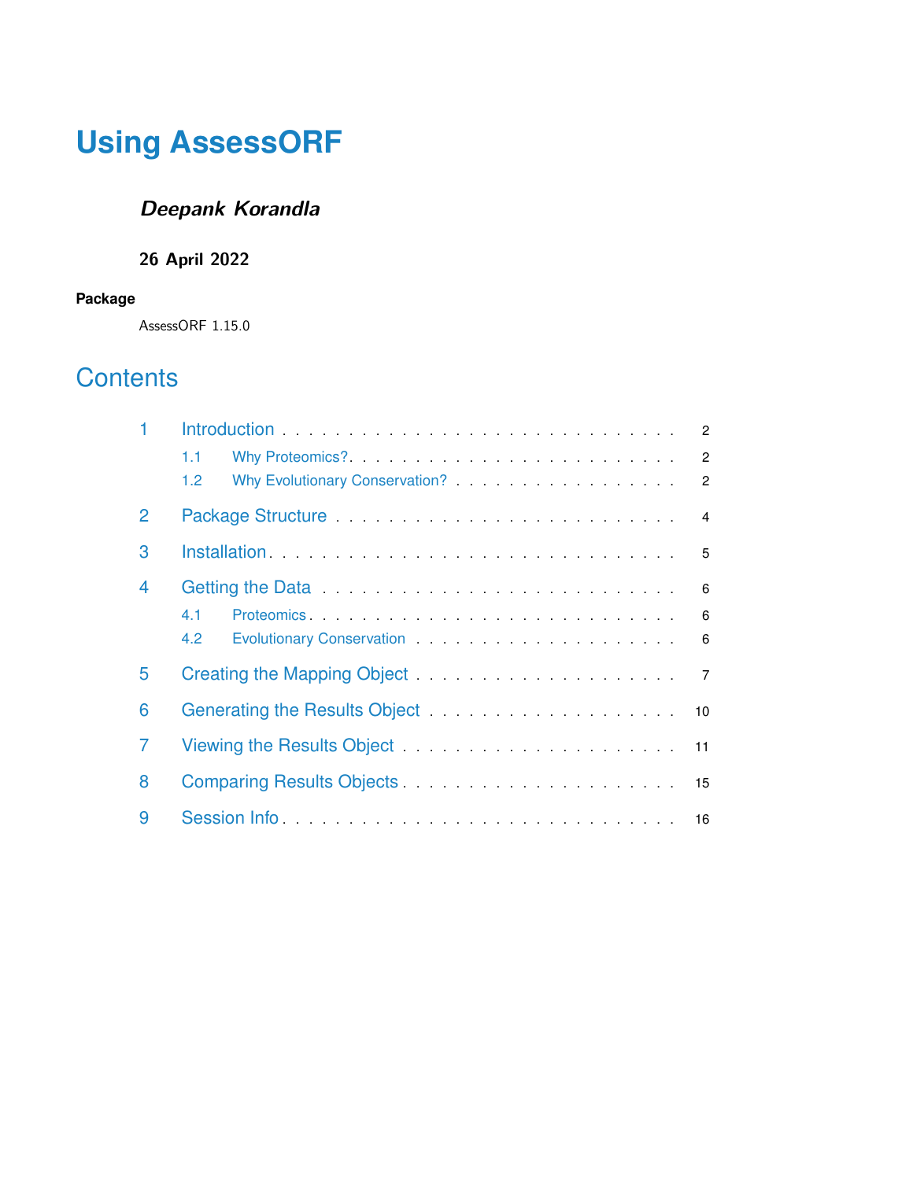# Using AssessORF

***Deepank Korandla***

**26 April 2022**

**Package**

AssessORF 1.15.0

## Contents

1 Introduction . . . . . . . . . . 2
  1.1 Why Proteomics? . . . . . . . . . . 2
  1.2 Why Evolutionary Conservation? . . . . . . . . . . 2

2 Package Structure . . . . . . . . . . 4

3 Installation . . . . . . . . . . 5

4 Getting the Data . . . . . . . . . . 6
  4.1 Proteomics . . . . . . . . . . 6
  4.2 Evolutionary Conservation . . . . . . . . . . 6

5 Creating the Mapping Object . . . . . . . . . . 7

6 Generating the Results Object . . . . . . . . . . 10

7 Viewing the Results Object . . . . . . . . . . 11

8 Comparing Results Objects . . . . . . . . . . 15

9 Session Info . . . . . . . . . . 16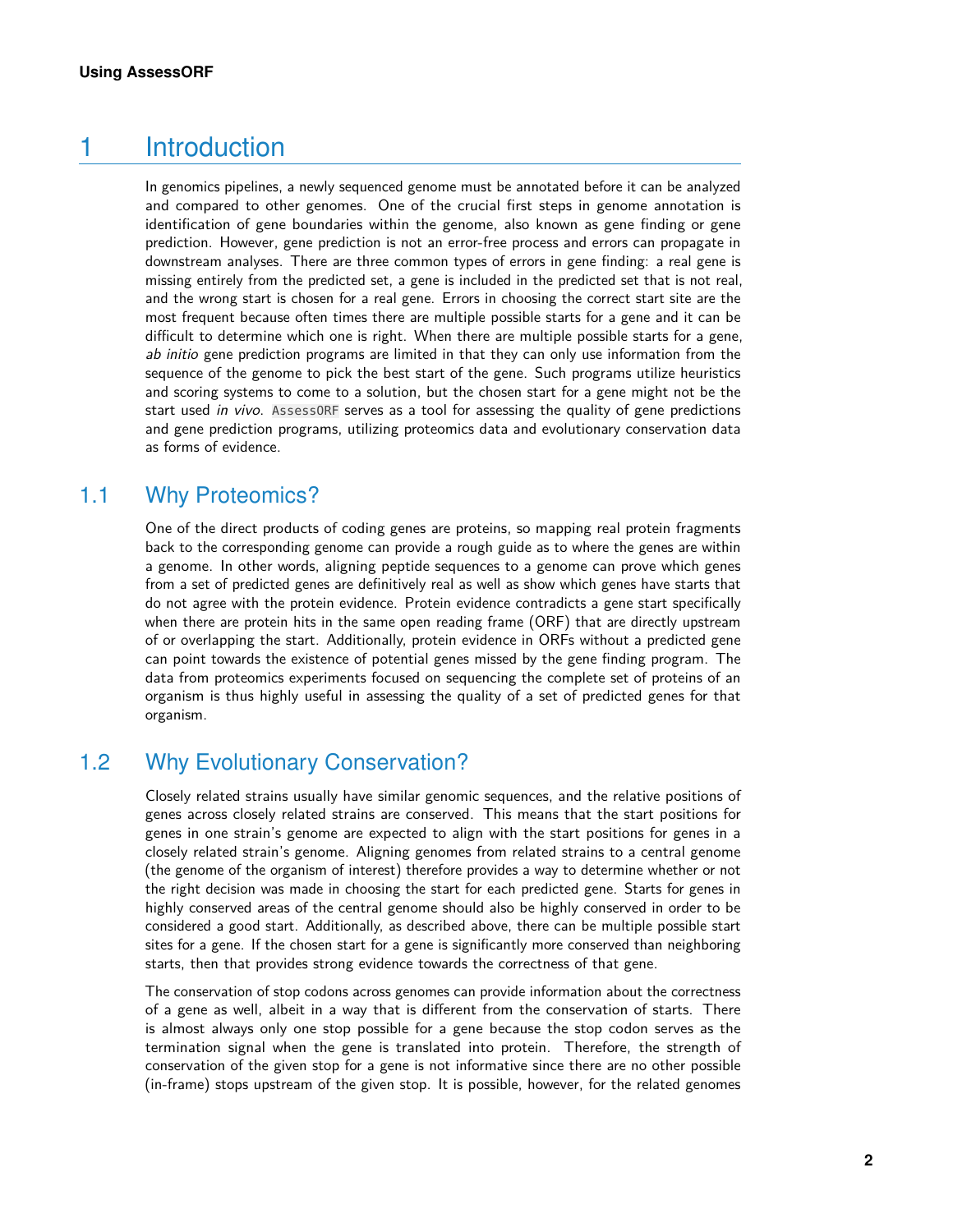# 1 Introduction

In genomics pipelines, a newly sequenced genome must be annotated before it can be analyzed and compared to other genomes. One of the crucial first steps in genome annotation is identification of gene boundaries within the genome, also known as gene finding or gene prediction. However, gene prediction is not an error-free process and errors can propagate in downstream analyses. There are three common types of errors in gene finding: a real gene is missing entirely from the predicted set, a gene is included in the predicted set that is not real, and the wrong start is chosen for a real gene. Errors in choosing the correct start site are the most frequent because often times there are multiple possible starts for a gene and it can be difficult to determine which one is right. When there are multiple possible starts for a gene, *ab initio* gene prediction programs are limited in that they can only use information from the sequence of the genome to pick the best start of the gene. Such programs utilize heuristics and scoring systems to come to a solution, but the chosen start for a gene might not be the start used *in vivo*. `AssessORF` serves as a tool for assessing the quality of gene predictions and gene prediction programs, utilizing proteomics data and evolutionary conservation data as forms of evidence.

## 1.1 Why Proteomics?

One of the direct products of coding genes are proteins, so mapping real protein fragments back to the corresponding genome can provide a rough guide as to where the genes are within a genome. In other words, aligning peptide sequences to a genome can prove which genes from a set of predicted genes are definitively real as well as show which genes have starts that do not agree with the protein evidence. Protein evidence contradicts a gene start specifically when there are protein hits in the same open reading frame (ORF) that are directly upstream of or overlapping the start. Additionally, protein evidence in ORFs without a predicted gene can point towards the existence of potential genes missed by the gene finding program. The data from proteomics experiments focused on sequencing the complete set of proteins of an organism is thus highly useful in assessing the quality of a set of predicted genes for that organism.

## 1.2 Why Evolutionary Conservation?

Closely related strains usually have similar genomic sequences, and the relative positions of genes across closely related strains are conserved. This means that the start positions for genes in one strain's genome are expected to align with the start positions for genes in a closely related strain's genome. Aligning genomes from related strains to a central genome (the genome of the organism of interest) therefore provides a way to determine whether or not the right decision was made in choosing the start for each predicted gene. Starts for genes in highly conserved areas of the central genome should also be highly conserved in order to be considered a good start. Additionally, as described above, there can be multiple possible start sites for a gene. If the chosen start for a gene is significantly more conserved than neighboring starts, then that provides strong evidence towards the correctness of that gene.

The conservation of stop codons across genomes can provide information about the correctness of a gene as well, albeit in a way that is different from the conservation of starts. There is almost always only one stop possible for a gene because the stop codon serves as the termination signal when the gene is translated into protein. Therefore, the strength of conservation of the given stop for a gene is not informative since there are no other possible (in-frame) stops upstream of the given stop. It is possible, however, for the related genomes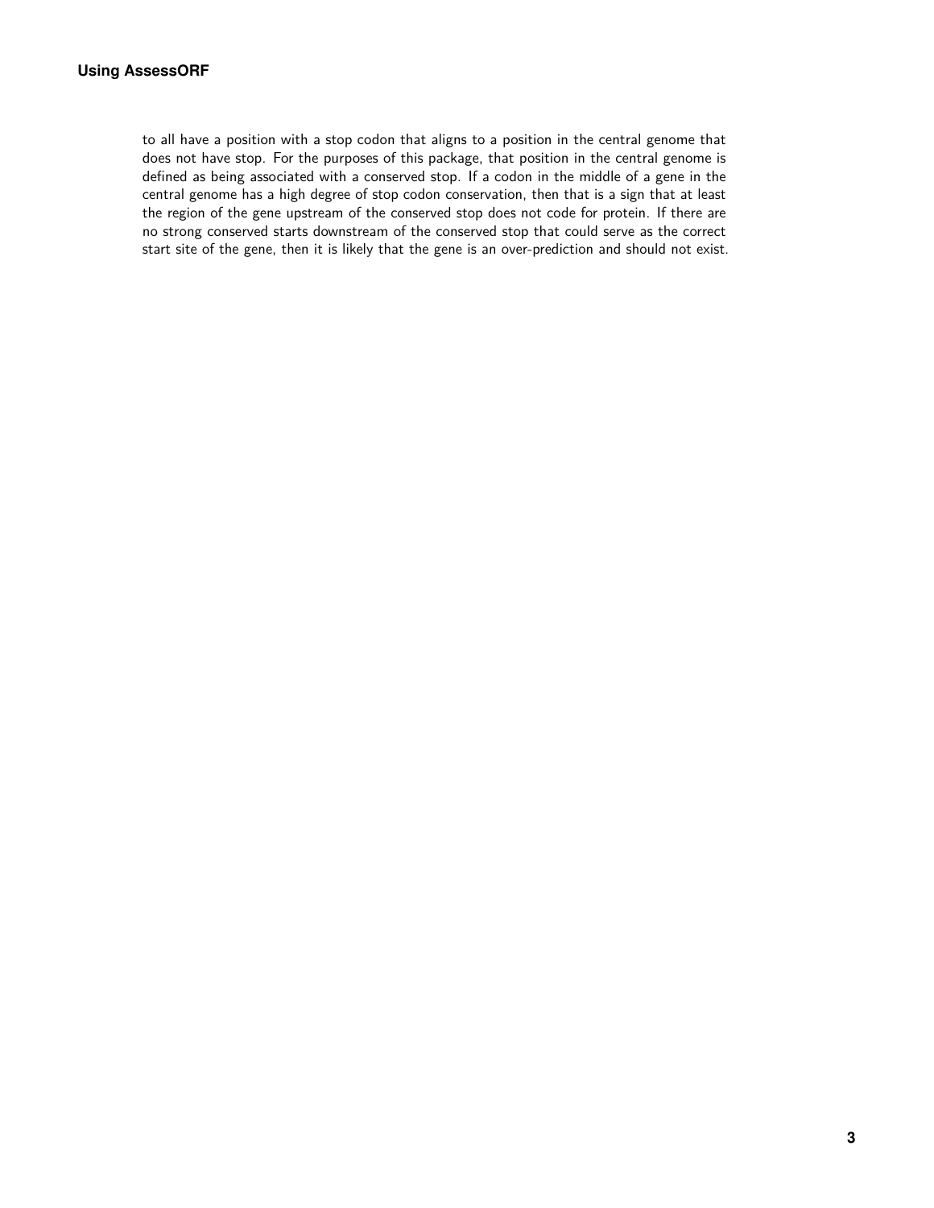to all have a position with a stop codon that aligns to a position in the central genome that does not have stop. For the purposes of this package, that position in the central genome is defined as being associated with a conserved stop. If a codon in the middle of a gene in the central genome has a high degree of stop codon conservation, then that is a sign that at least the region of the gene upstream of the conserved stop does not code for protein. If there are no strong conserved starts downstream of the conserved stop that could serve as the correct start site of the gene, then it is likely that the gene is an over-prediction and should not exist.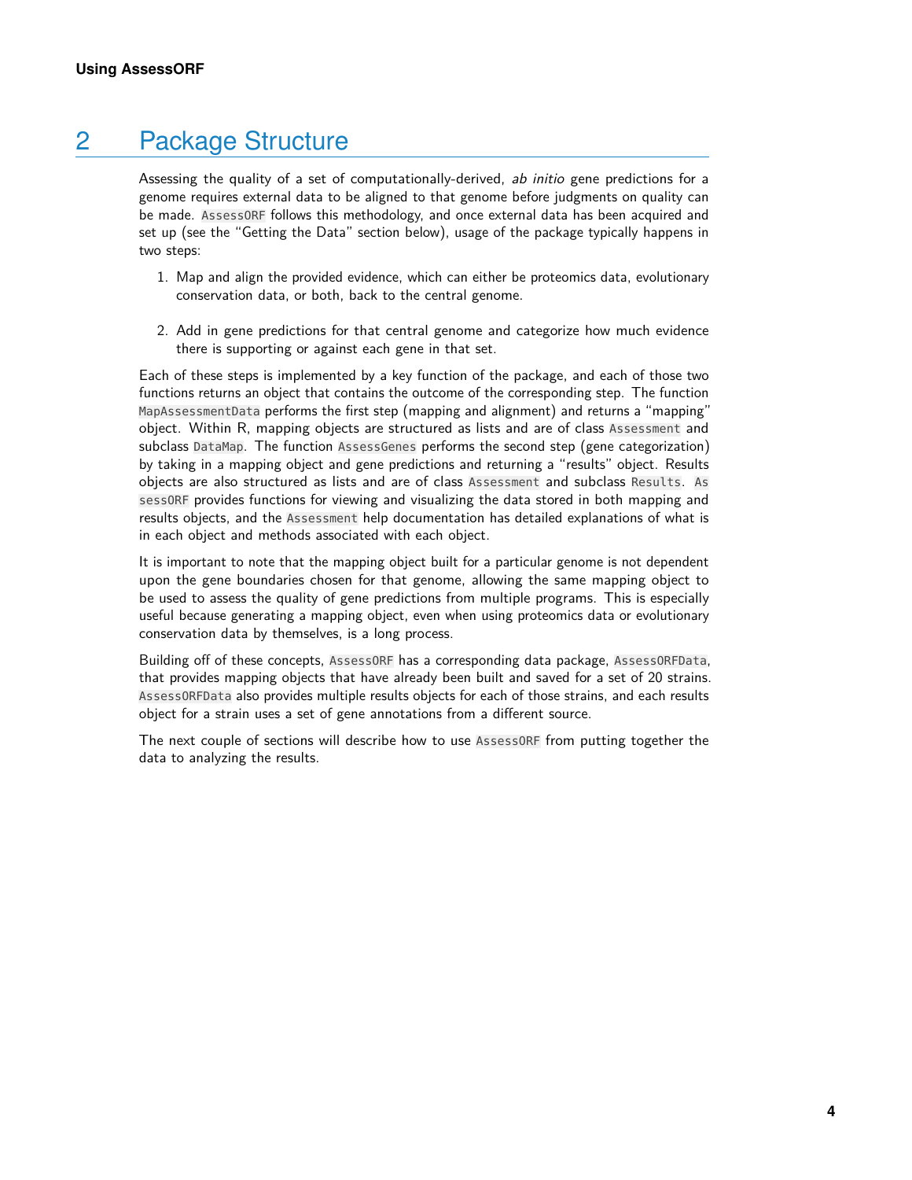# 2 Package Structure

Assessing the quality of a set of computationally-derived, *ab initio* gene predictions for a genome requires external data to be aligned to that genome before judgments on quality can be made. `AssessORF` follows this methodology, and once external data has been acquired and set up (see the "Getting the Data" section below), usage of the package typically happens in two steps:

1. Map and align the provided evidence, which can either be proteomics data, evolutionary conservation data, or both, back to the central genome.

2. Add in gene predictions for that central genome and categorize how much evidence there is supporting or against each gene in that set.

Each of these steps is implemented by a key function of the package, and each of those two functions returns an object that contains the outcome of the corresponding step. The function `MapAssessmentData` performs the first step (mapping and alignment) and returns a "mapping" object. Within R, mapping objects are structured as lists and are of class `Assessment` and subclass `DataMap`. The function `AssessGenes` performs the second step (gene categorization) by taking in a mapping object and gene predictions and returning a "results" object. Results objects are also structured as lists and are of class `Assessment` and subclass `Results`. `AssessORF` provides functions for viewing and visualizing the data stored in both mapping and results objects, and the `Assessment` help documentation has detailed explanations of what is in each object and methods associated with each object.

It is important to note that the mapping object built for a particular genome is not dependent upon the gene boundaries chosen for that genome, allowing the same mapping object to be used to assess the quality of gene predictions from multiple programs. This is especially useful because generating a mapping object, even when using proteomics data or evolutionary conservation data by themselves, is a long process.

Building off of these concepts, `AssessORF` has a corresponding data package, `AssessORFData`, that provides mapping objects that have already been built and saved for a set of 20 strains. `AssessORFData` also provides multiple results objects for each of those strains, and each results object for a strain uses a set of gene annotations from a different source.

The next couple of sections will describe how to use `AssessORF` from putting together the data to analyzing the results.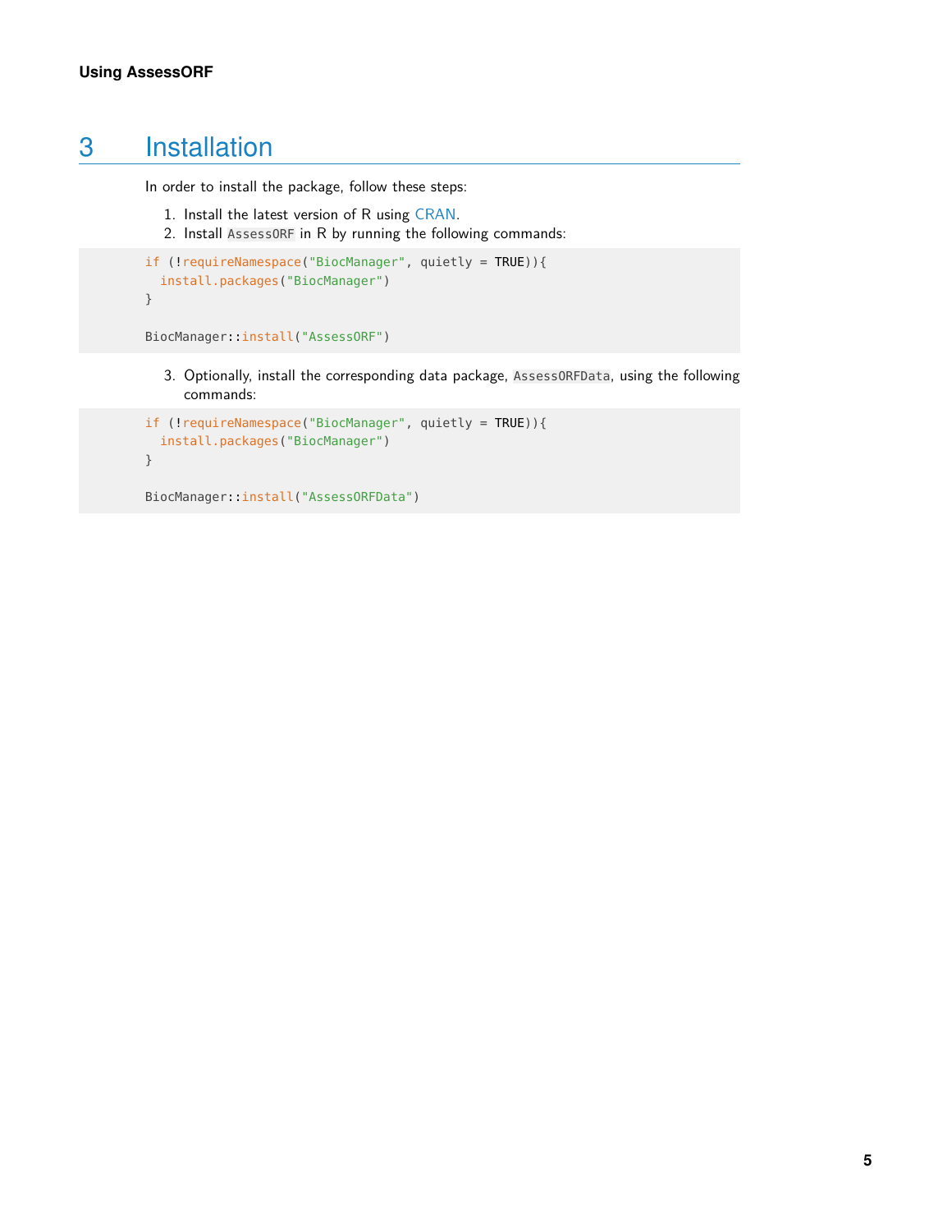# 3 Installation

In order to install the package, follow these steps:

1. Install the latest version of R using CRAN.
2. Install `AssessORF` in R by running the following commands:

```
if (!requireNamespace("BiocManager", quietly = TRUE)){
  install.packages("BiocManager")
}

BiocManager::install("AssessORF")
```

3. Optionally, install the corresponding data package, `AssessORFData`, using the following commands:

```
if (!requireNamespace("BiocManager", quietly = TRUE)){
  install.packages("BiocManager")
}

BiocManager::install("AssessORFData")
```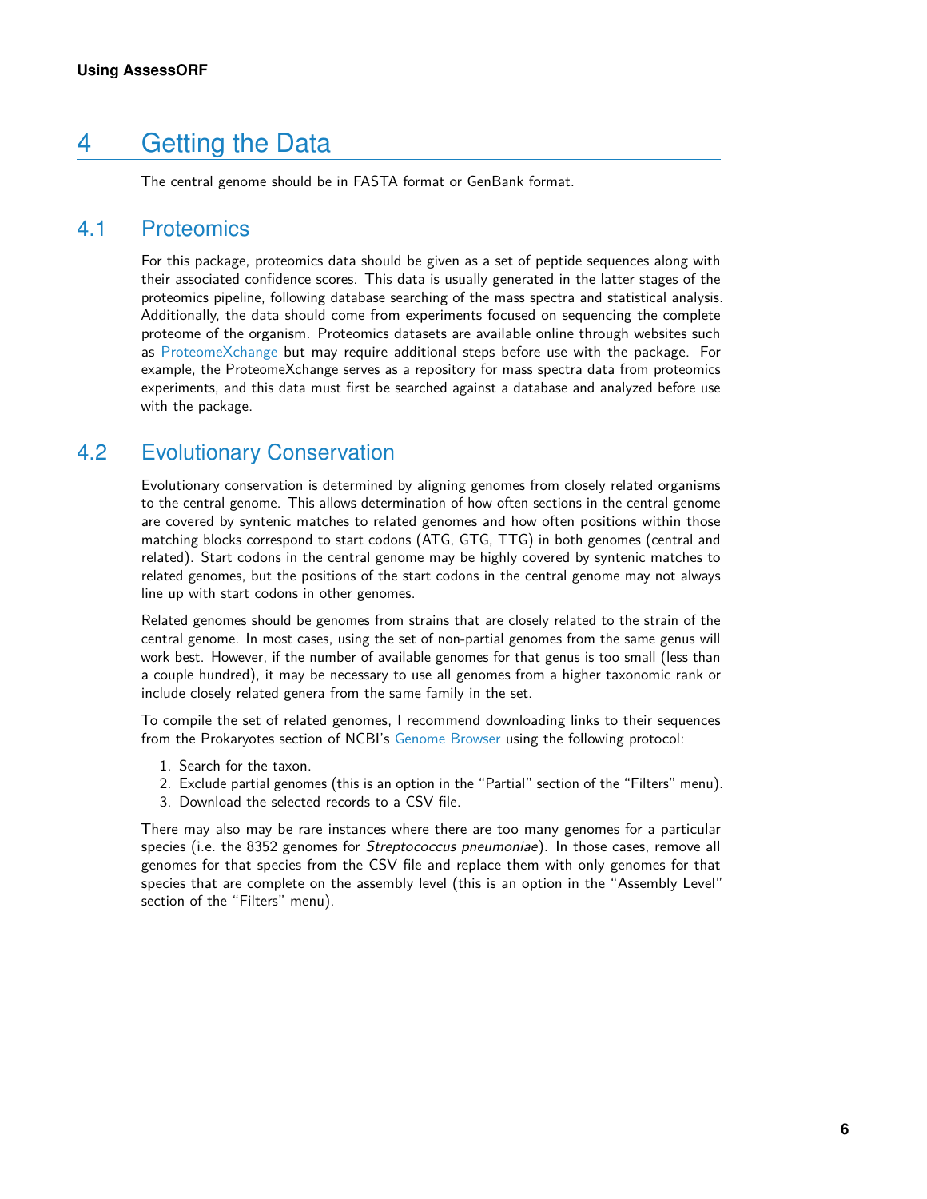# 4 Getting the Data

The central genome should be in FASTA format or GenBank format.

## 4.1 Proteomics

For this package, proteomics data should be given as a set of peptide sequences along with their associated confidence scores. This data is usually generated in the latter stages of the proteomics pipeline, following database searching of the mass spectra and statistical analysis. Additionally, the data should come from experiments focused on sequencing the complete proteome of the organism. Proteomics datasets are available online through websites such as ProteomeXchange but may require additional steps before use with the package. For example, the ProteomeXchange serves as a repository for mass spectra data from proteomics experiments, and this data must first be searched against a database and analyzed before use with the package.

## 4.2 Evolutionary Conservation

Evolutionary conservation is determined by aligning genomes from closely related organisms to the central genome. This allows determination of how often sections in the central genome are covered by syntenic matches to related genomes and how often positions within those matching blocks correspond to start codons (ATG, GTG, TTG) in both genomes (central and related). Start codons in the central genome may be highly covered by syntenic matches to related genomes, but the positions of the start codons in the central genome may not always line up with start codons in other genomes.

Related genomes should be genomes from strains that are closely related to the strain of the central genome. In most cases, using the set of non-partial genomes from the same genus will work best. However, if the number of available genomes for that genus is too small (less than a couple hundred), it may be necessary to use all genomes from a higher taxonomic rank or include closely related genera from the same family in the set.

To compile the set of related genomes, I recommend downloading links to their sequences from the Prokaryotes section of NCBI's Genome Browser using the following protocol:

1. Search for the taxon.
2. Exclude partial genomes (this is an option in the "Partial" section of the "Filters" menu).
3. Download the selected records to a CSV file.

There may also may be rare instances where there are too many genomes for a particular species (i.e. the 8352 genomes for *Streptococcus pneumoniae*). In those cases, remove all genomes for that species from the CSV file and replace them with only genomes for that species that are complete on the assembly level (this is an option in the "Assembly Level" section of the "Filters" menu).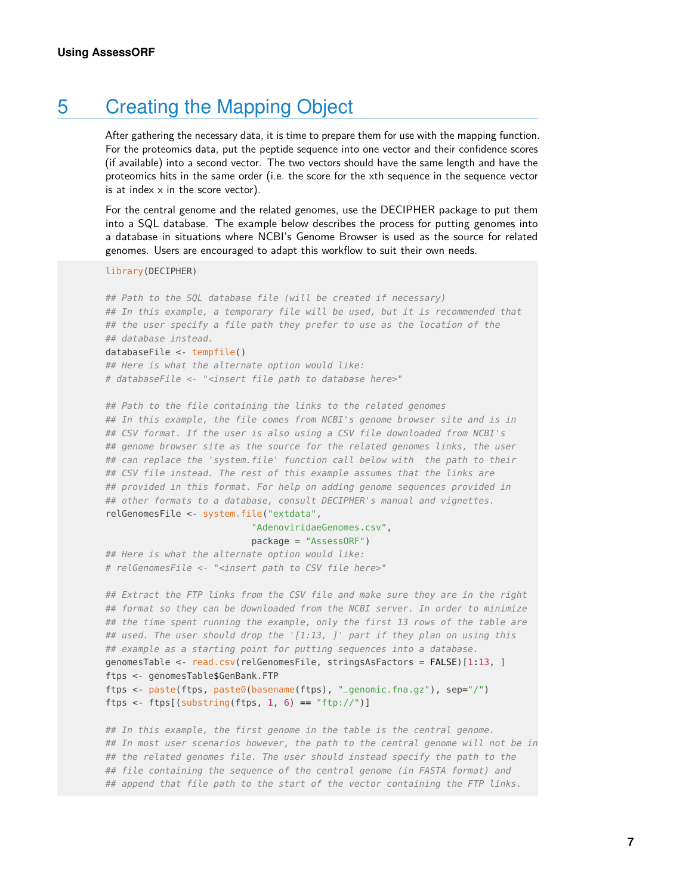# 5 Creating the Mapping Object

After gathering the necessary data, it is time to prepare them for use with the mapping function. For the proteomics data, put the peptide sequence into one vector and their confidence scores (if available) into a second vector. The two vectors should have the same length and have the proteomics hits in the same order (i.e. the score for the xth sequence in the sequence vector is at index x in the score vector).

For the central genome and the related genomes, use the DECIPHER package to put them into a SQL database. The example below describes the process for putting genomes into a database in situations where NCBI's Genome Browser is used as the source for related genomes. Users are encouraged to adapt this workflow to suit their own needs.

```
library(DECIPHER)

## Path to the SQL database file (will be created if necessary)
## In this example, a temporary file will be used, but it is recommended that
## the user specify a file path they prefer to use as the location of the
## database instead.
databaseFile <- tempfile()
## Here is what the alternate option would like:
# databaseFile <- "<insert file path to database here>"

## Path to the file containing the links to the related genomes
## In this example, the file comes from NCBI's genome browser site and is in
## CSV format. If the user is also using a CSV file downloaded from NCBI's
## genome browser site as the source for the related genomes links, the user
## can replace the 'system.file' function call below with  the path to their
## CSV file instead. The rest of this example assumes that the links are
## provided in this format. For help on adding genome sequences provided in
## other formats to a database, consult DECIPHER's manual and vignettes.
relGenomesFile <- system.file("extdata",
                              "AdenoviridaeGenomes.csv",
                              package = "AssessORF")
## Here is what the alternate option would like:
# relGenomesFile <- "<insert path to CSV file here>"

## Extract the FTP links from the CSV file and make sure they are in the right
## format so they can be downloaded from the NCBI server. In order to minimize
## the time spent running the example, only the first 13 rows of the table are
## used. The user should drop the '[1:13, ]' part if they plan on using this
## example as a starting point for putting sequences into a database.
genomesTable <- read.csv(relGenomesFile, stringsAsFactors = FALSE)[1:13, ]
ftps <- genomesTable$GenBank.FTP
ftps <- paste(ftps, paste0(basename(ftps), "_genomic.fna.gz"), sep="/")
ftps <- ftps[(substring(ftps, 1, 6) == "ftp://")]

## In this example, the first genome in the table is the central genome.
## In most user scenarios however, the path to the central genome will not be in
## the related genomes file. The user should instead specify the path to the
## file containing the sequence of the central genome (in FASTA format) and
## append that file path to the start of the vector containing the FTP links.
```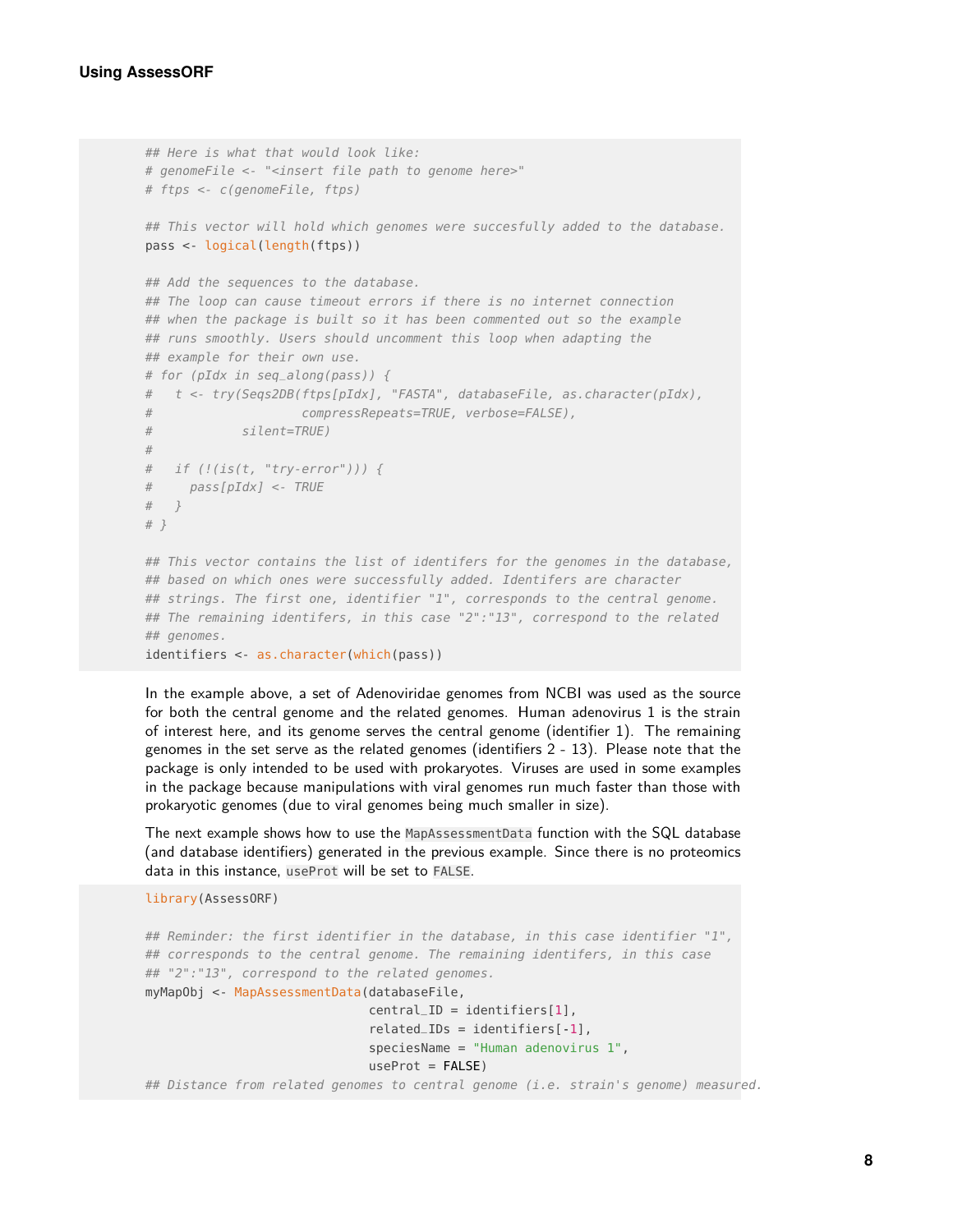```r
## Here is what that would look like:
# genomeFile <- "<insert file path to genome here>"
# ftps <- c(genomeFile, ftps)

## This vector will hold which genomes were succesfully added to the database.
pass <- logical(length(ftps))

## Add the sequences to the database.
## The loop can cause timeout errors if there is no internet connection
## when the package is built so it has been commented out so the example
## runs smoothly. Users should uncomment this loop when adapting the
## example for their own use.
# for (pIdx in seq_along(pass)) {
#   t <- try(Seqs2DB(ftps[pIdx], "FASTA", databaseFile, as.character(pIdx),
#                    compressRepeats=TRUE, verbose=FALSE),
#            silent=TRUE)
#
#   if (!(is(t, "try-error"))) {
#     pass[pIdx] <- TRUE
#   }
# }

## This vector contains the list of identifers for the genomes in the database,
## based on which ones were successfully added. Identifers are character
## strings. The first one, identifier "1", corresponds to the central genome.
## The remaining identifers, in this case "2":"13", correspond to the related
## genomes.
identifiers <- as.character(which(pass))
```

In the example above, a set of Adenoviridae genomes from NCBI was used as the source for both the central genome and the related genomes. Human adenovirus 1 is the strain of interest here, and its genome serves the central genome (identifier 1). The remaining genomes in the set serve as the related genomes (identifiers 2 - 13). Please note that the package is only intended to be used with prokaryotes. Viruses are used in some examples in the package because manipulations with viral genomes run much faster than those with prokaryotic genomes (due to viral genomes being much smaller in size).

The next example shows how to use the `MapAssessmentData` function with the SQL database (and database identifiers) generated in the previous example. Since there is no proteomics data in this instance, `useProt` will be set to `FALSE`.

```r
library(AssessORF)

## Reminder: the first identifier in the database, in this case identifier "1",
## corresponds to the central genome. The remaining identifers, in this case
## "2":"13", correspond to the related genomes.
myMapObj <- MapAssessmentData(databaseFile,
                              central_ID = identifiers[1],
                              related_IDs = identifiers[-1],
                              speciesName = "Human adenovirus 1",
                              useProt = FALSE)
## Distance from related genomes to central genome (i.e. strain's genome) measured.
```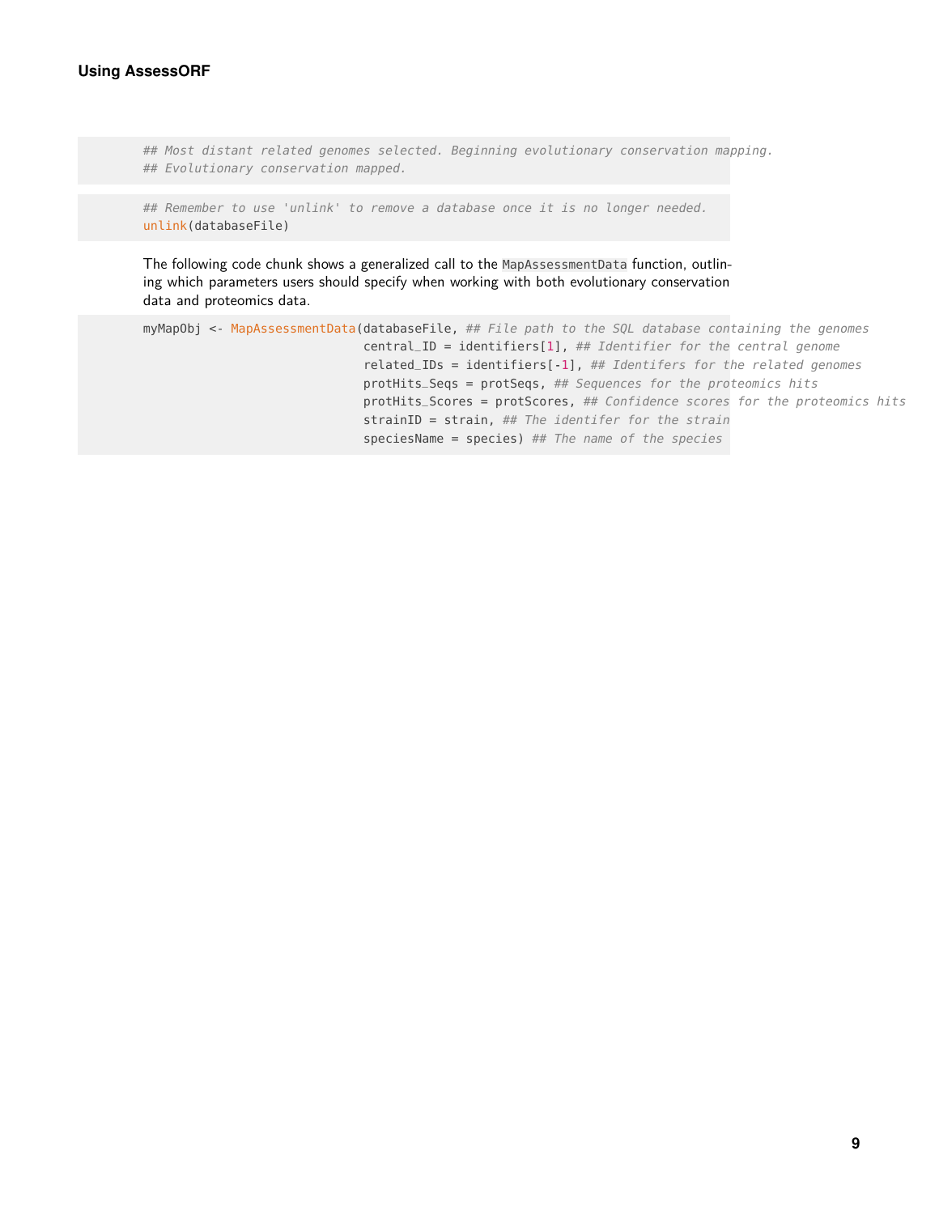```
## Most distant related genomes selected. Beginning evolutionary conservation mapping.
## Evolutionary conservation mapped.
```

```
## Remember to use 'unlink' to remove a database once it is no longer needed.
unlink(databaseFile)
```

The following code chunk shows a generalized call to the `MapAssessmentData` function, outlining which parameters users should specify when working with both evolutionary conservation data and proteomics data.

```
myMapObj <- MapAssessmentData(databaseFile, ## File path to the SQL database containing the genomes
                              central_ID = identifiers[1], ## Identifier for the central genome
                              related_IDs = identifiers[-1], ## Identifers for the related genomes
                              protHits_Seqs = protSeqs, ## Sequences for the proteomics hits
                              protHits_Scores = protScores, ## Confidence scores for the proteomics hits
                              strainID = strain, ## The identifer for the strain
                              speciesName = species) ## The name of the species
```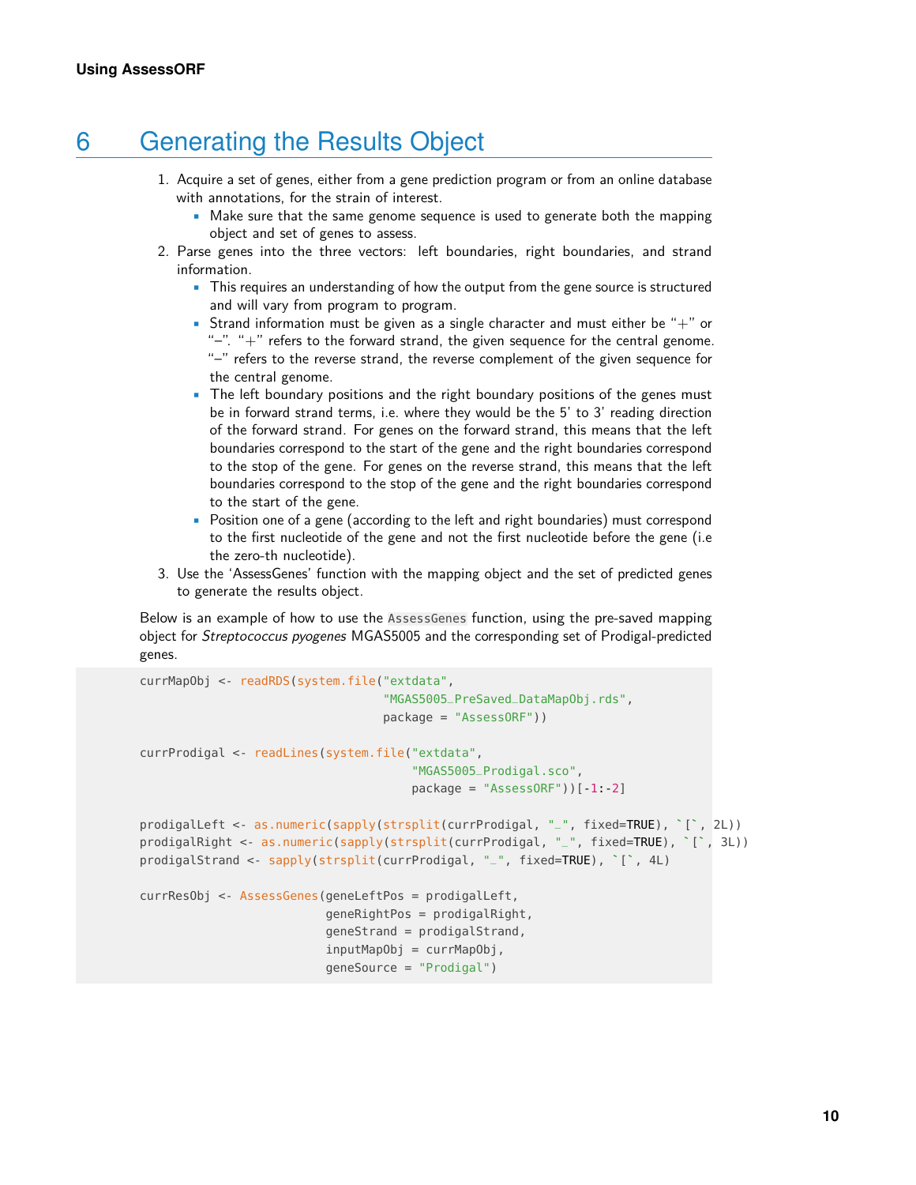# 6 Generating the Results Object

1. Acquire a set of genes, either from a gene prediction program or from an online database with annotations, for the strain of interest.
   - Make sure that the same genome sequence is used to generate both the mapping object and set of genes to assess.
2. Parse genes into the three vectors: left boundaries, right boundaries, and strand information.
   - This requires an understanding of how the output from the gene source is structured and will vary from program to program.
   - Strand information must be given as a single character and must either be "+" or "–". "+" refers to the forward strand, the given sequence for the central genome. "–" refers to the reverse strand, the reverse complement of the given sequence for the central genome.
   - The left boundary positions and the right boundary positions of the genes must be in forward strand terms, i.e. where they would be the 5' to 3' reading direction of the forward strand. For genes on the forward strand, this means that the left boundaries correspond to the start of the gene and the right boundaries correspond to the stop of the gene. For genes on the reverse strand, this means that the left boundaries correspond to the stop of the gene and the right boundaries correspond to the start of the gene.
   - Position one of a gene (according to the left and right boundaries) must correspond to the first nucleotide of the gene and not the first nucleotide before the gene (i.e the zero-th nucleotide).
3. Use the 'AssessGenes' function with the mapping object and the set of predicted genes to generate the results object.

Below is an example of how to use the `AssessGenes` function, using the pre-saved mapping object for *Streptococcus pyogenes* MGAS5005 and the corresponding set of Prodigal-predicted genes.

```
currMapObj <- readRDS(system.file("extdata",
                                  "MGAS5005_PreSaved_DataMapObj.rds",
                                  package = "AssessORF"))

currProdigal <- readLines(system.file("extdata",
                                      "MGAS5005_Prodigal.sco",
                                      package = "AssessORF"))[-1:-2]

prodigalLeft <- as.numeric(sapply(strsplit(currProdigal, "_", fixed=TRUE), `[`, 2L))
prodigalRight <- as.numeric(sapply(strsplit(currProdigal, "_", fixed=TRUE), `[`, 3L))
prodigalStrand <- sapply(strsplit(currProdigal, "_", fixed=TRUE), `[`, 4L)

currResObj <- AssessGenes(geneLeftPos = prodigalLeft,
                          geneRightPos = prodigalRight,
                          geneStrand = prodigalStrand,
                          inputMapObj = currMapObj,
                          geneSource = "Prodigal")
```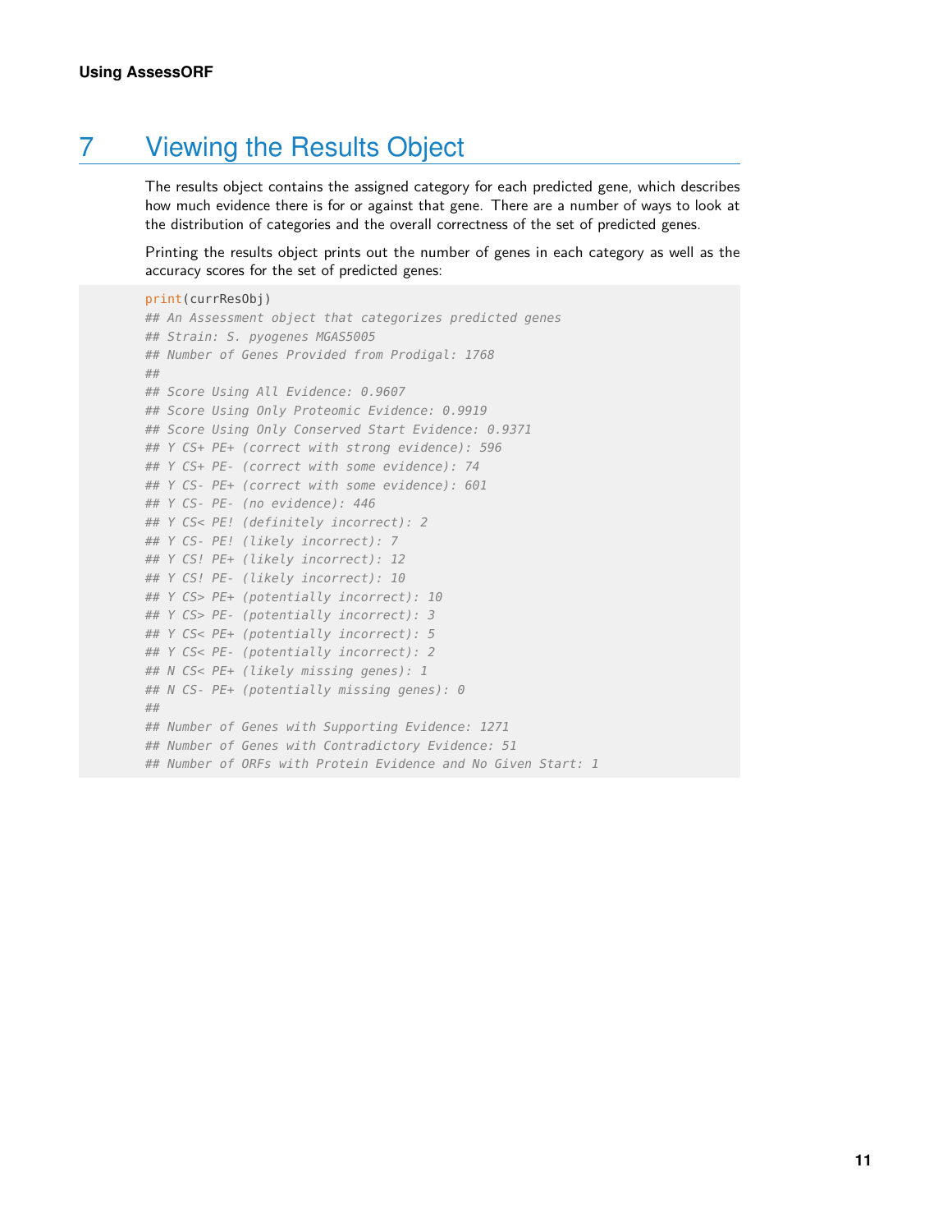# 7 Viewing the Results Object

The results object contains the assigned category for each predicted gene, which describes how much evidence there is for or against that gene. There are a number of ways to look at the distribution of categories and the overall correctness of the set of predicted genes.

Printing the results object prints out the number of genes in each category as well as the accuracy scores for the set of predicted genes:

```
print(currResObj)
## An Assessment object that categorizes predicted genes
## Strain: S. pyogenes MGAS5005
## Number of Genes Provided from Prodigal: 1768
##
## Score Using All Evidence: 0.9607
## Score Using Only Proteomic Evidence: 0.9919
## Score Using Only Conserved Start Evidence: 0.9371
## Y CS+ PE+ (correct with strong evidence): 596
## Y CS+ PE- (correct with some evidence): 74
## Y CS- PE+ (correct with some evidence): 601
## Y CS- PE- (no evidence): 446
## Y CS< PE! (definitely incorrect): 2
## Y CS- PE! (likely incorrect): 7
## Y CS! PE+ (likely incorrect): 12
## Y CS! PE- (likely incorrect): 10
## Y CS> PE+ (potentially incorrect): 10
## Y CS> PE- (potentially incorrect): 3
## Y CS< PE+ (potentially incorrect): 5
## Y CS< PE- (potentially incorrect): 2
## N CS< PE+ (likely missing genes): 1
## N CS- PE+ (potentially missing genes): 0
##
## Number of Genes with Supporting Evidence: 1271
## Number of Genes with Contradictory Evidence: 51
## Number of ORFs with Protein Evidence and No Given Start: 1
```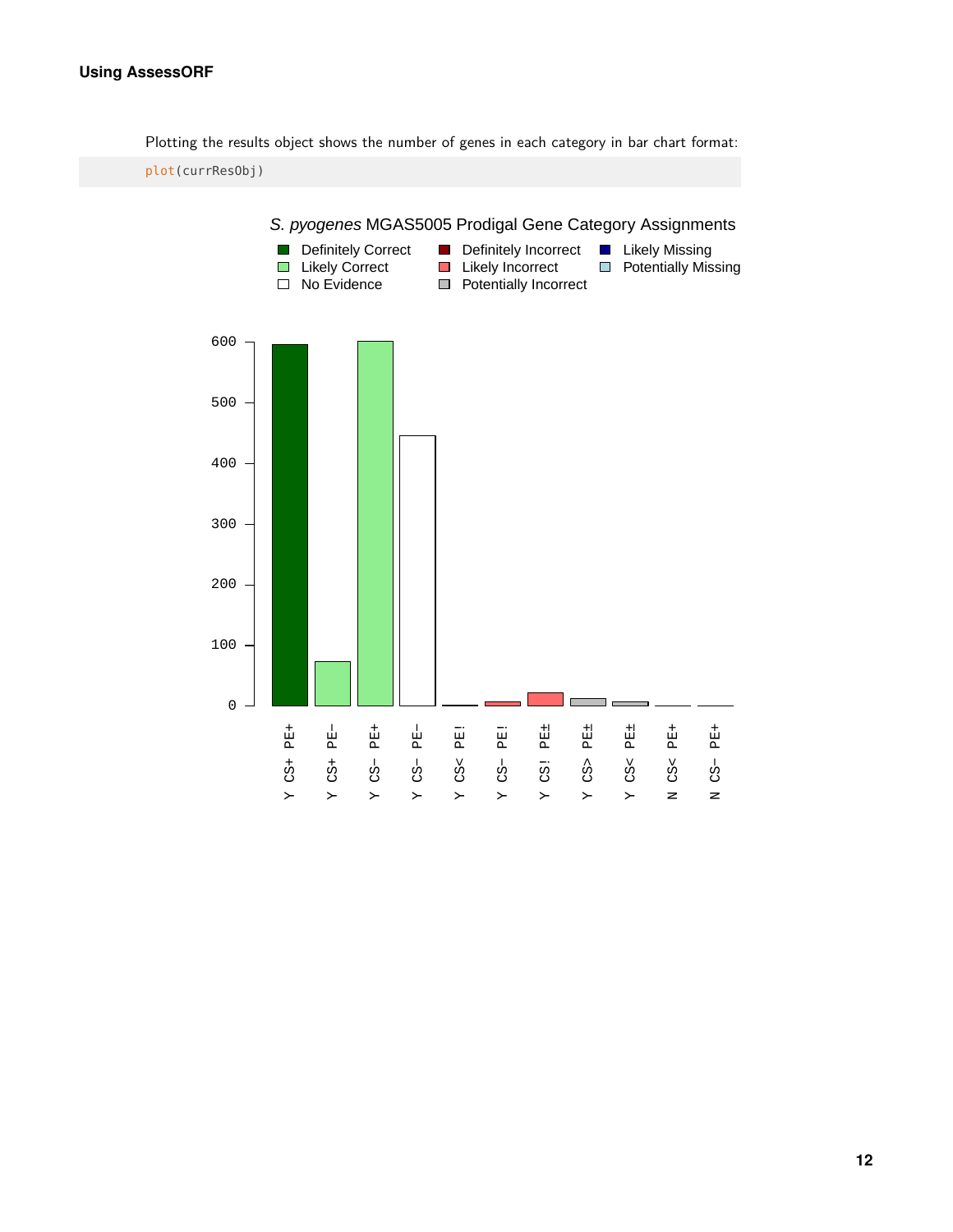Plotting the results object shows the number of genes in each category in bar chart format:

```
plot(currResObj)
```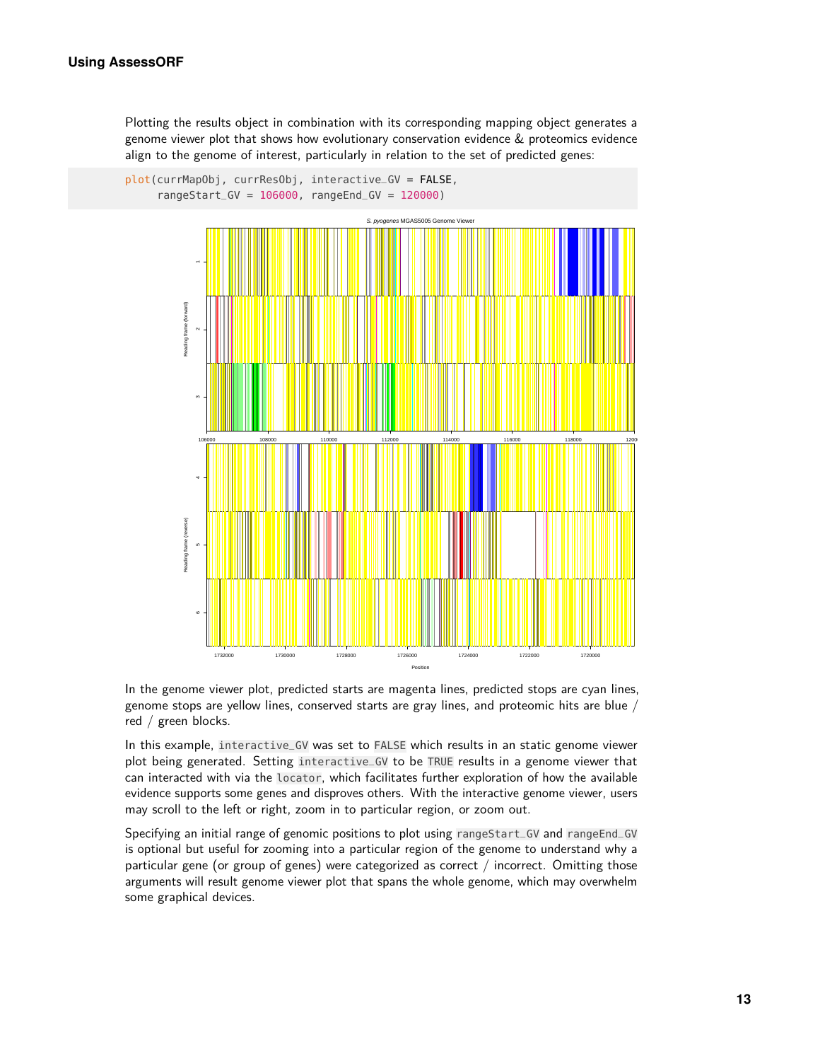Plotting the results object in combination with its corresponding mapping object generates a genome viewer plot that shows how evolutionary conservation evidence & proteomics evidence align to the genome of interest, particularly in relation to the set of predicted genes:

```
plot(currMapObj, currResObj, interactive_GV = FALSE,
     rangeStart_GV = 106000, rangeEnd_GV = 120000)
```

In the genome viewer plot, predicted starts are magenta lines, predicted stops are cyan lines, genome stops are yellow lines, conserved starts are gray lines, and proteomic hits are blue / red / green blocks.

In this example, `interactive_GV` was set to `FALSE` which results in an static genome viewer plot being generated. Setting `interactive_GV` to be `TRUE` results in a genome viewer that can interacted with via the `locator`, which facilitates further exploration of how the available evidence supports some genes and disproves others. With the interactive genome viewer, users may scroll to the left or right, zoom in to particular region, or zoom out.

Specifying an initial range of genomic positions to plot using `rangeStart_GV` and `rangeEnd_GV` is optional but useful for zooming into a particular region of the genome to understand why a particular gene (or group of genes) were categorized as correct / incorrect. Omitting those arguments will result genome viewer plot that spans the whole genome, which may overwhelm some graphical devices.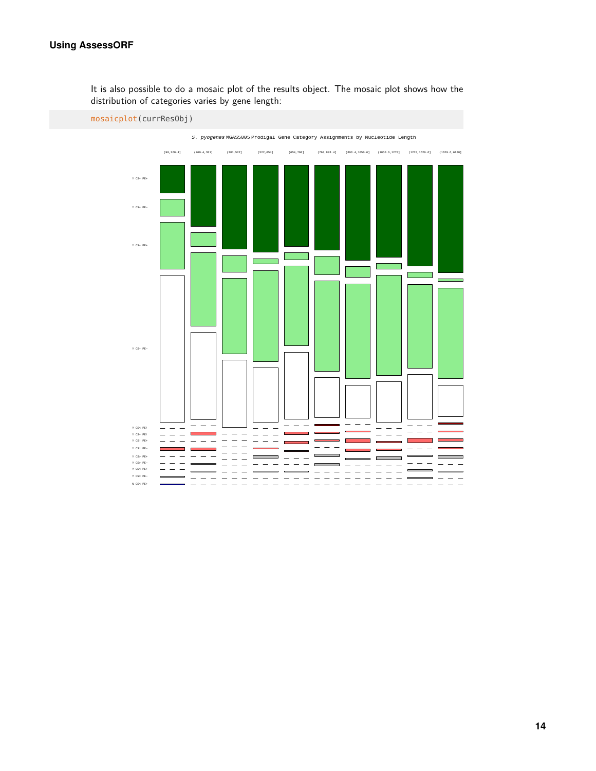It is also possible to do a mosaic plot of the results object. The mosaic plot shows how the distribution of categories varies by gene length:

```
mosaicplot(currResObj)
```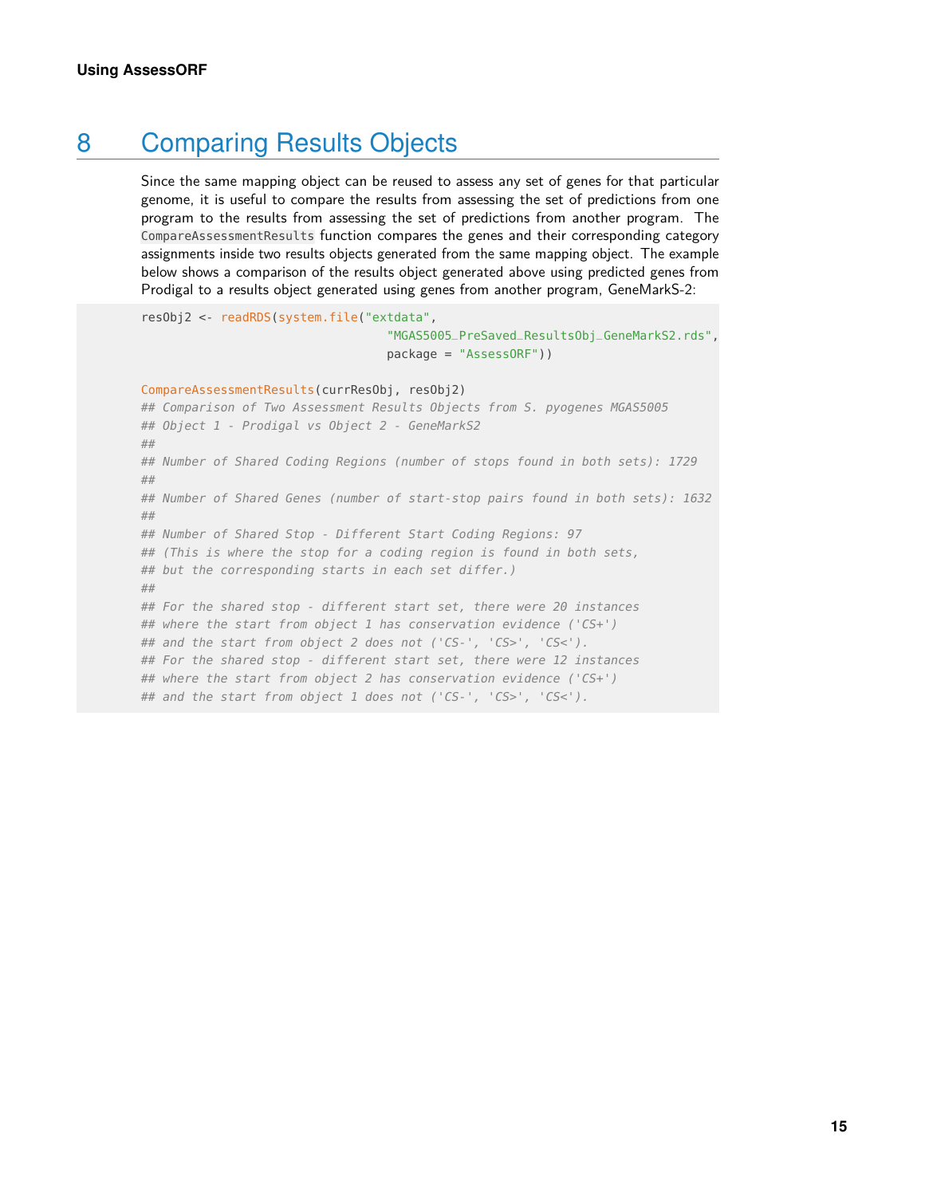# 8 Comparing Results Objects

Since the same mapping object can be reused to assess any set of genes for that particular genome, it is useful to compare the results from assessing the set of predictions from one program to the results from assessing the set of predictions from another program. The `CompareAssessmentResults` function compares the genes and their corresponding category assignments inside two results objects generated from the same mapping object. The example below shows a comparison of the results object generated above using predicted genes from Prodigal to a results object generated using genes from another program, GeneMarkS-2:

```
resObj2 <- readRDS(system.file("extdata",
                                "MGAS5005_PreSaved_ResultsObj_GeneMarkS2.rds",
                                package = "AssessORF"))

CompareAssessmentResults(currResObj, resObj2)
## Comparison of Two Assessment Results Objects from S. pyogenes MGAS5005
## Object 1 - Prodigal vs Object 2 - GeneMarkS2
##
## Number of Shared Coding Regions (number of stops found in both sets): 1729
##
## Number of Shared Genes (number of start-stop pairs found in both sets): 1632
##
## Number of Shared Stop - Different Start Coding Regions: 97
## (This is where the stop for a coding region is found in both sets,
## but the corresponding starts in each set differ.)
##
## For the shared stop - different start set, there were 20 instances
## where the start from object 1 has conservation evidence ('CS+')
## and the start from object 2 does not ('CS-', 'CS>', 'CS<').
## For the shared stop - different start set, there were 12 instances
## where the start from object 2 has conservation evidence ('CS+')
## and the start from object 1 does not ('CS-', 'CS>', 'CS<').
```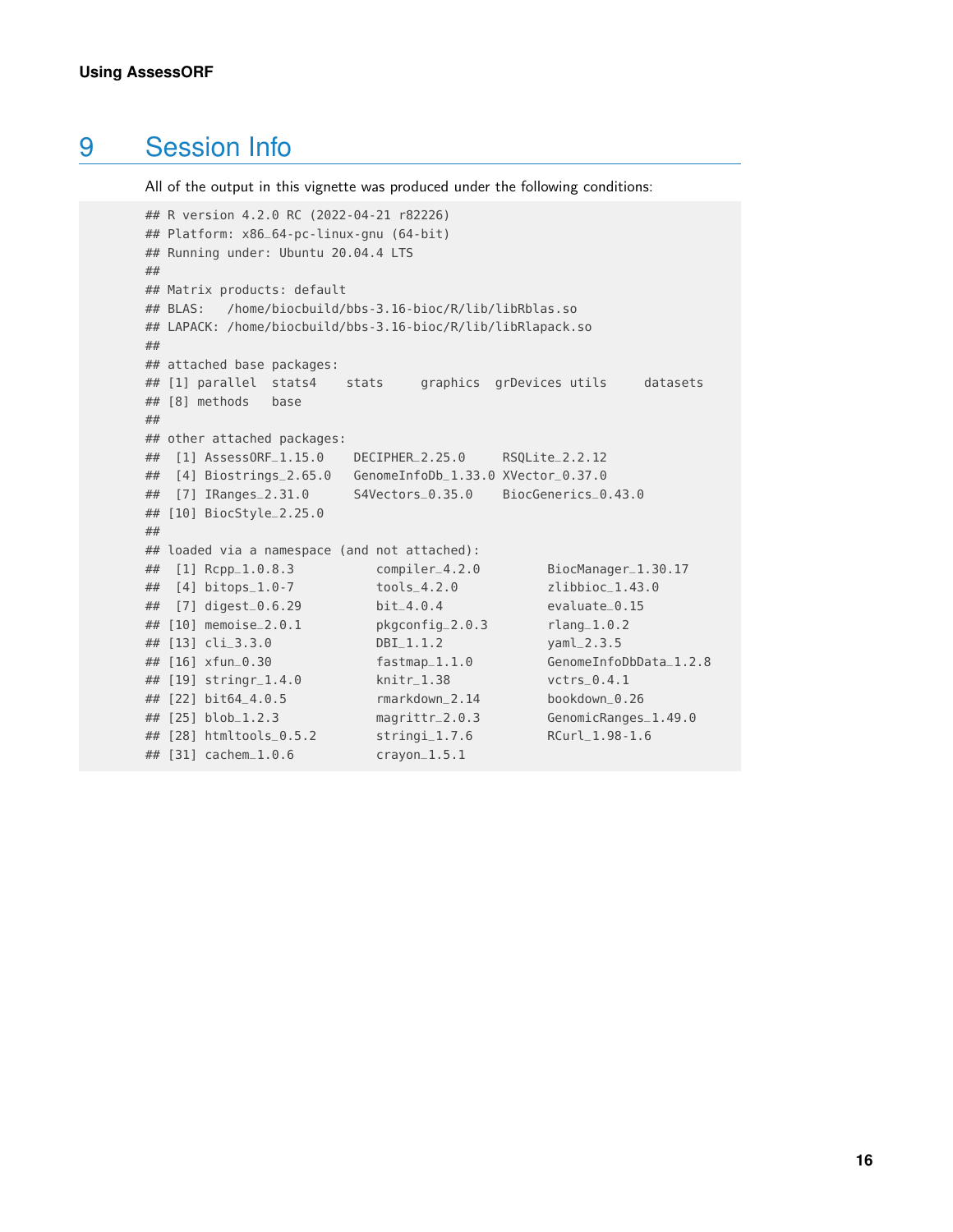# 9 Session Info

All of the output in this vignette was produced under the following conditions:

```
## R version 4.2.0 RC (2022-04-21 r82226)
## Platform: x86_64-pc-linux-gnu (64-bit)
## Running under: Ubuntu 20.04.4 LTS
##
## Matrix products: default
## BLAS:   /home/biocbuild/bbs-3.16-bioc/R/lib/libRblas.so
## LAPACK: /home/biocbuild/bbs-3.16-bioc/R/lib/libRlapack.so
##
## attached base packages:
## [1] parallel  stats4    stats     graphics  grDevices utils     datasets
## [8] methods   base
##
## other attached packages:
##  [1] AssessORF_1.15.0    DECIPHER_2.25.0     RSQLite_2.2.12
##  [4] Biostrings_2.65.0   GenomeInfoDb_1.33.0 XVector_0.37.0
##  [7] IRanges_2.31.0      S4Vectors_0.35.0    BiocGenerics_0.43.0
## [10] BiocStyle_2.25.0
##
## loaded via a namespace (and not attached):
##  [1] Rcpp_1.0.8.3           compiler_4.2.0         BiocManager_1.30.17
##  [4] bitops_1.0-7           tools_4.2.0            zlibbioc_1.43.0
##  [7] digest_0.6.29          bit_4.0.4              evaluate_0.15
## [10] memoise_2.0.1          pkgconfig_2.0.3        rlang_1.0.2
## [13] cli_3.3.0              DBI_1.1.2              yaml_2.3.5
## [16] xfun_0.30              fastmap_1.1.0          GenomeInfoDbData_1.2.8
## [19] stringr_1.4.0          knitr_1.38             vctrs_0.4.1
## [22] bit64_4.0.5            rmarkdown_2.14         bookdown_0.26
## [25] blob_1.2.3             magrittr_2.0.3         GenomicRanges_1.49.0
## [28] htmltools_0.5.2        stringi_1.7.6          RCurl_1.98-1.6
## [31] cachem_1.0.6           crayon_1.5.1
```